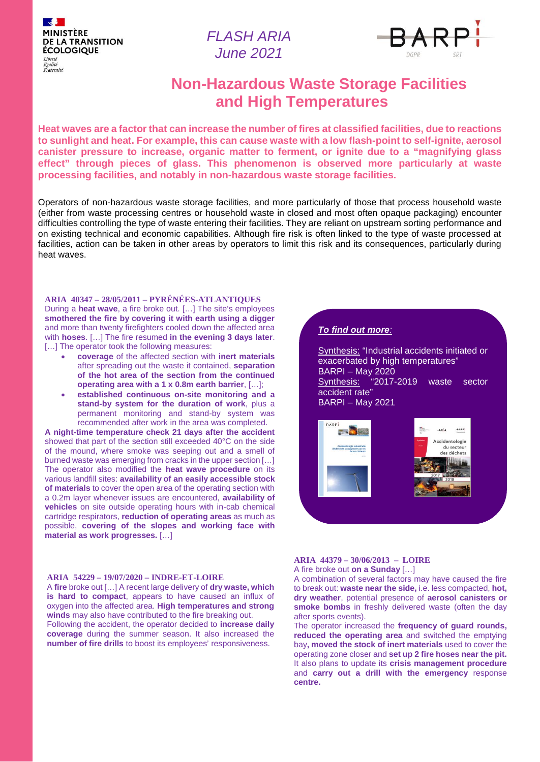MINISTÈRE DE LA TRANSITION ÉCOLOGIQUE

*Liberté Égalité Fraternité*

*FLASH ARIA*
*June 2021*

BARPI

# Non-Hazardous Waste Storage Facilities and High Temperatures

**Heat waves are a factor that can increase the number of fires at classified facilities, due to reactions to sunlight and heat. For example, this can cause waste with a low flash-point to self-ignite, aerosol canister pressure to increase, organic matter to ferment, or ignite due to a "magnifying glass effect" through pieces of glass. This phenomenon is observed more particularly at waste processing facilities, and notably in non-hazardous waste storage facilities.**

Operators of non-hazardous waste storage facilities, and more particularly of those that process household waste (either from waste processing centres or household waste in closed and most often opaque packaging) encounter difficulties controlling the type of waste entering their facilities. They are reliant on upstream sorting performance and on existing technical and economic capabilities. Although fire risk is often linked to the type of waste processed at facilities, action can be taken in other areas by operators to limit this risk and its consequences, particularly during heat waves.

### ARIA 40347 – 28/05/2011 – PYRÉNÉES-ATLANTIQUES

During a **heat wave**, a fire broke out. […] The site's employees **smothered the fire by covering it with earth using a digger** and more than twenty firefighters cooled down the affected area with **hoses**. […] The fire resumed **in the evening 3 days later**. […] The operator took the following measures:

- **coverage** of the affected section with **inert materials** after spreading out the waste it contained, **separation of the hot area of the section from the continued operating area with a 1 x 0.8m earth barrier**, […];
- **established continuous on-site monitoring and a stand-by system for the duration of work**, plus a permanent monitoring and stand-by system was recommended after work in the area was completed.

**A night-time temperature check 21 days after the accident** showed that part of the section still exceeded 40°C on the side of the mound, where smoke was seeping out and a smell of burned waste was emerging from cracks in the upper section […] The operator also modified the **heat wave procedure** on its various landfill sites: **availability of an easily accessible stock of materials** to cover the open area of the operating section with a 0.2m layer whenever issues are encountered, **availability of vehicles** on site outside operating hours with in-cab chemical cartridge respirators, **reduction of operating areas** as much as possible, **covering of the slopes and working face with material as work progresses.** […]

***To find out more:***

Synthesis: "Industrial accidents initiated or exacerbated by high temperatures"
BARPI – May 2020

Synthesis: "2017-2019 waste sector accident rate"
BARPI – May 2021

### ARIA 54229 – 19/07/2020 – INDRE-ET-LOIRE

A **fire** broke out […] A recent large delivery of **dry waste, which is hard to compact**, appears to have caused an influx of oxygen into the affected area. **High temperatures and strong winds** may also have contributed to the fire breaking out.

Following the accident, the operator decided to **increase daily coverage** during the summer season. It also increased the **number of fire drills** to boost its employees' responsiveness.

### ARIA 44379 – 30/06/2013 – LOIRE

A fire broke out **on a Sunday** […]

A combination of several factors may have caused the fire to break out: **waste near the side,** i.e. less compacted, **hot, dry weather**, potential presence of **aerosol canisters or smoke bombs** in freshly delivered waste (often the day after sports events).

The operator increased the **frequency of guard rounds, reduced the operating area** and switched the emptying bay**, moved the stock of inert materials** used to cover the operating zone closer and **set up 2 fire hoses near the pit.** It also plans to update its **crisis management procedure** and **carry out a drill with the emergency** response **centre.**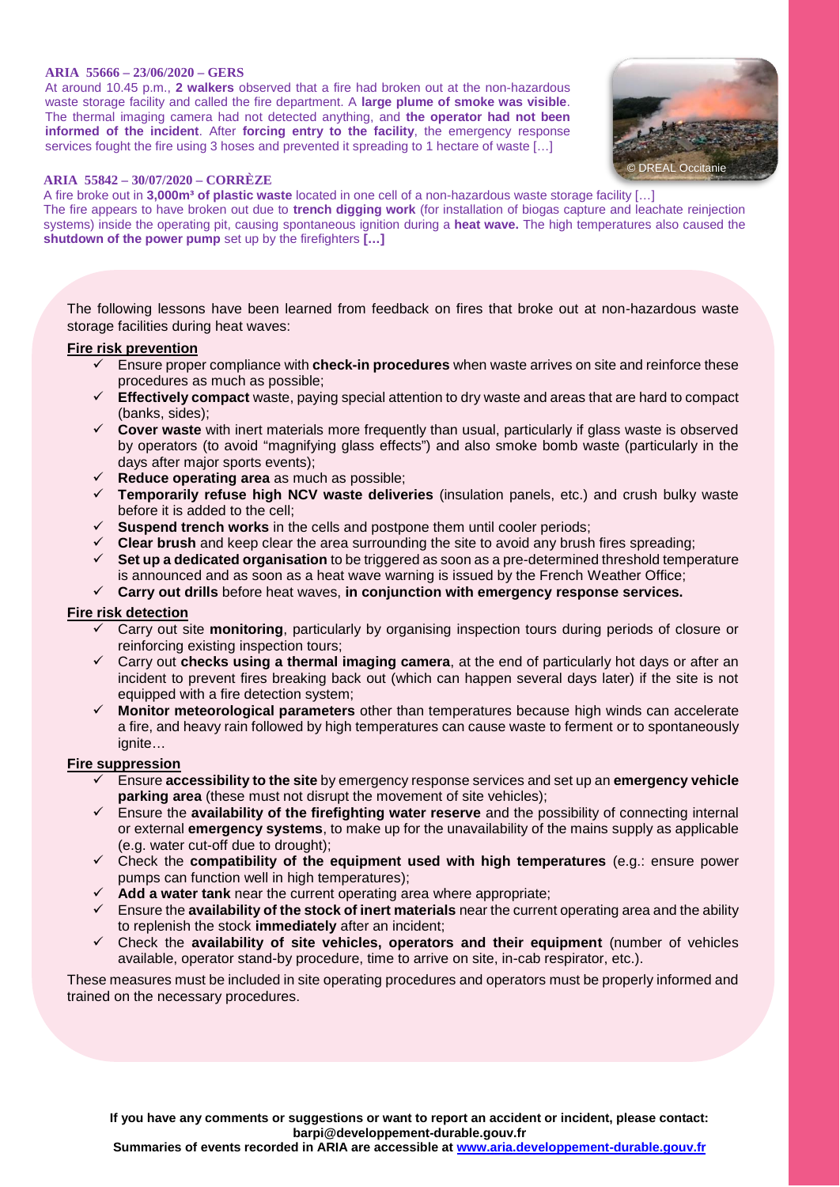**ARIA 55666 – 23/06/2020 – GERS**

At around 10.45 p.m., **2 walkers** observed that a fire had broken out at the non-hazardous waste storage facility and called the fire department. A **large plume of smoke was visible**. The thermal imaging camera had not detected anything, and **the operator had not been informed of the incident**. After **forcing entry to the facility**, the emergency response services fought the fire using 3 hoses and prevented it spreading to 1 hectare of waste […]

© DREAL Occitanie

**ARIA 55842 – 30/07/2020 – CORRÈZE**

A fire broke out in **3,000m³ of plastic waste** located in one cell of a non-hazardous waste storage facility […]
The fire appears to have broken out due to **trench digging work** (for installation of biogas capture and leachate reinjection systems) inside the operating pit, causing spontaneous ignition during a **heat wave.** The high temperatures also caused the **shutdown of the power pump** set up by the firefighters **[…]**

The following lessons have been learned from feedback on fires that broke out at non-hazardous waste storage facilities during heat waves:

**Fire risk prevention**

- ✓ Ensure proper compliance with **check-in procedures** when waste arrives on site and reinforce these procedures as much as possible;
- ✓ **Effectively compact** waste, paying special attention to dry waste and areas that are hard to compact (banks, sides);
- ✓ **Cover waste** with inert materials more frequently than usual, particularly if glass waste is observed by operators (to avoid "magnifying glass effects") and also smoke bomb waste (particularly in the days after major sports events);
- ✓ **Reduce operating area** as much as possible;
- ✓ **Temporarily refuse high NCV waste deliveries** (insulation panels, etc.) and crush bulky waste before it is added to the cell;
- ✓ **Suspend trench works** in the cells and postpone them until cooler periods;
- ✓ **Clear brush** and keep clear the area surrounding the site to avoid any brush fires spreading;
- ✓ **Set up a dedicated organisation** to be triggered as soon as a pre-determined threshold temperature is announced and as soon as a heat wave warning is issued by the French Weather Office;
- ✓ **Carry out drills** before heat waves, **in conjunction with emergency response services.**

**Fire risk detection**

- ✓ Carry out site **monitoring**, particularly by organising inspection tours during periods of closure or reinforcing existing inspection tours;
- ✓ Carry out **checks using a thermal imaging camera**, at the end of particularly hot days or after an incident to prevent fires breaking back out (which can happen several days later) if the site is not equipped with a fire detection system;
- ✓ **Monitor meteorological parameters** other than temperatures because high winds can accelerate a fire, and heavy rain followed by high temperatures can cause waste to ferment or to spontaneously ignite…

**Fire suppression**

- ✓ Ensure **accessibility to the site** by emergency response services and set up an **emergency vehicle parking area** (these must not disrupt the movement of site vehicles);
- ✓ Ensure the **availability of the firefighting water reserve** and the possibility of connecting internal or external **emergency systems**, to make up for the unavailability of the mains supply as applicable (e.g. water cut-off due to drought);
- ✓ Check the **compatibility of the equipment used with high temperatures** (e.g.: ensure power pumps can function well in high temperatures);
- ✓ **Add a water tank** near the current operating area where appropriate;
- ✓ Ensure the **availability of the stock of inert materials** near the current operating area and the ability to replenish the stock **immediately** after an incident;
- ✓ Check the **availability of site vehicles, operators and their equipment** (number of vehicles available, operator stand-by procedure, time to arrive on site, in-cab respirator, etc.).

These measures must be included in site operating procedures and operators must be properly informed and trained on the necessary procedures.

**If you have any comments or suggestions or want to report an accident or incident, please contact: barpi@developpement-durable.gouv.fr**
**Summaries of events recorded in ARIA are accessible at [www.aria.developpement-durable.gouv.fr](http://www.aria.developpement-durable.gouv.fr)**